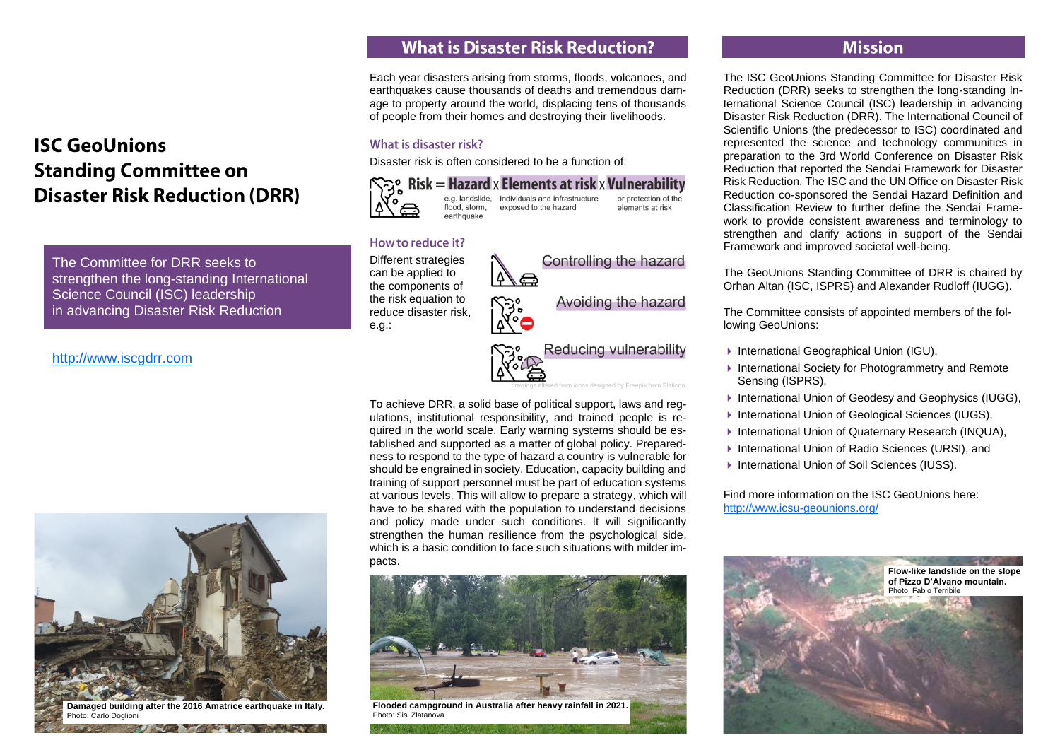# ISC GeoUnions Standing Committee on Disaster Risk Reduction (DRR)

The Committee for DRR seeks to strengthen the long-standing International Science Council (ISC) leadership in advancing Disaster Risk Reduction

http://www.iscgdrr.com

**Damaged building after the 2016 Amatrice earthquake in Italy.**
Photo: Carlo Doglioni

## What is Disaster Risk Reduction?

Each year disasters arising from storms, floods, volcanoes, and earthquakes cause thousands of deaths and tremendous damage to property around the world, displacing tens of thousands of people from their homes and destroying their livelihoods.

### What is disaster risk?

Disaster risk is often considered to be a function of:

**Risk = Hazard x Elements at risk x Vulnerability**

- Hazard: e.g. landslide, flood, storm, earthquake
- Elements at risk: individuals and infrastructure exposed to the hazard
- Vulnerability: or protection of the elements at risk

### How to reduce it?

Different strategies can be applied to the components of the risk equation to reduce disaster risk, e.g.:

- Controlling the hazard
- Avoiding the hazard
- Reducing vulnerability

drawings altered from icons designed by Freepik from Flaticon.

To achieve DRR, a solid base of political support, laws and regulations, institutional responsibility, and trained people is required in the world scale. Early warning systems should be established and supported as a matter of global policy. Preparedness to respond to the type of hazard a country is vulnerable for should be engrained in society. Education, capacity building and training of support personnel must be part of education systems at various levels. This will allow to prepare a strategy, which will have to be shared with the population to understand decisions and policy made under such conditions. It will significantly strengthen the human resilience from the psychological side, which is a basic condition to face such situations with milder impacts.

**Flooded campground in Australia after heavy rainfall in 2021.**
Photo: Sisi Zlatanova

## Mission

The ISC GeoUnions Standing Committee for Disaster Risk Reduction (DRR) seeks to strengthen the long-standing International Science Council (ISC) leadership in advancing Disaster Risk Reduction (DRR). The International Council of Scientific Unions (the predecessor to ISC) coordinated and represented the science and technology communities in preparation to the 3rd World Conference on Disaster Risk Reduction that reported the Sendai Framework for Disaster Risk Reduction. The ISC and the UN Office on Disaster Risk Reduction co-sponsored the Sendai Hazard Definition and Classification Review to further define the Sendai Framework to provide consistent awareness and terminology to strengthen and clarify actions in support of the Sendai Framework and improved societal well-being.

The GeoUnions Standing Committee of DRR is chaired by Orhan Altan (ISC, ISPRS) and Alexander Rudloff (IUGG).

The Committee consists of appointed members of the following GeoUnions:

- International Geographical Union (IGU),
- International Society for Photogrammetry and Remote Sensing (ISPRS),
- International Union of Geodesy and Geophysics (IUGG),
- International Union of Geological Sciences (IUGS),
- International Union of Quaternary Research (INQUA),
- International Union of Radio Sciences (URSI), and
- International Union of Soil Sciences (IUSS).

Find more information on the ISC GeoUnions here:
http://www.icsu-geounions.org/

**Flow-like landslide on the slope of Pizzo D'Alvano mountain.**
Photo: Fabio Terribile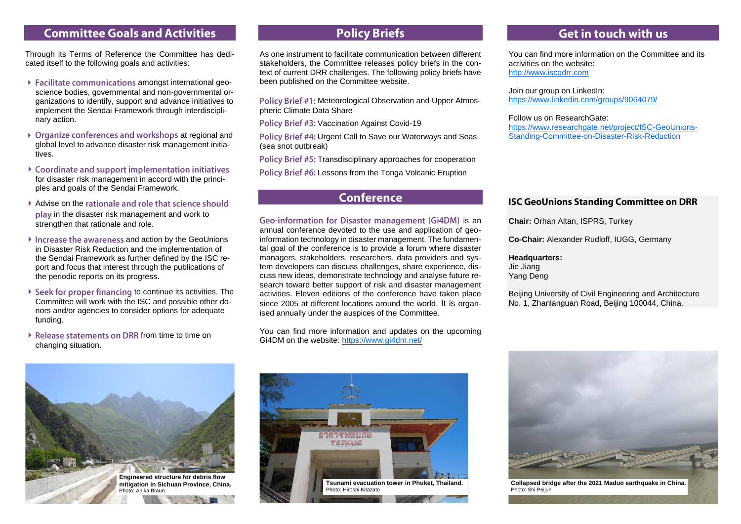## Committee Goals and Activities

Through its Terms of Reference the Committee has dedicated itself to the following goals and activities:

- **Facilitate communications** amongst international geoscience bodies, governmental and non-governmental organizations to identify, support and advance initiatives to implement the Sendai Framework through interdisciplinary action.
- **Organize conferences and workshops** at regional and global level to advance disaster risk management initiatives.
- **Coordinate and support implementation initiatives** for disaster risk management in accord with the principles and goals of the Sendai Framework.
- Advise on the **rationale and role that science should play** in the disaster risk management and work to strengthen that rationale and role.
- **Increase the awareness** and action by the GeoUnions in Disaster Risk Reduction and the implementation of the Sendai Framework as further defined by the ISC report and focus that interest through the publications of the periodic reports on its progress.
- **Seek for proper financing** to continue its activities. The Committee will work with the ISC and possible other donors and/or agencies to consider options for adequate funding.
- **Release statements on DRR** from time to time on changing situation.

**Engineered structure for debris flow mitigation in Sichuan Province, China.**
Photo: Anika Braun

## Policy Briefs

As one instrument to facilitate communication between different stakeholders, the Committee releases policy briefs in the context of current DRR challenges. The following policy briefs have been published on the Committee website.

**Policy Brief #1:** Meteorological Observation and Upper Atmospheric Climate Data Share

**Policy Brief #3:** Vaccination Against Covid-19

**Policy Brief #4:** Urgent Call to Save our Waterways and Seas (sea snot outbreak)

**Policy Brief #5:** Transdisciplinary approaches for cooperation

**Policy Brief #6:** Lessons from the Tonga Volcanic Eruption

## Conference

**Geo-information for Disaster management (Gi4DM)** is an annual conference devoted to the use and application of geo-information technology in disaster management. The fundamental goal of the conference is to provide a forum where disaster managers, stakeholders, researchers, data providers and system developers can discuss challenges, share experience, discuss new ideas, demonstrate technology and analyse future research toward better support of risk and disaster management activities. Eleven editions of the conference have taken place since 2005 at different locations around the world. It is organised annually under the auspices of the Committee.

You can find more information and updates on the upcoming Gi4DM on the website: https://www.gi4dm.net/

**Tsunami evacuation tower in Phuket, Thailand.**
Photo: Hiroshi Kitazato

## Get in touch with us

You can find more information on the Committee and its activities on the website:
http://www.iscgdrr.com

Join our group on LinkedIn:
https://www.linkedin.com/groups/9064079/

Follow us on ResearchGate:
https://www.researchgate.net/project/ISC-GeoUnions-Standing-Committee-on-Disaster-Risk-Reduction

### ISC GeoUnions Standing Committee on DRR

**Chair:** Orhan Altan, ISPRS, Turkey

**Co-Chair:** Alexander Rudloff, IUGG, Germany

**Headquarters:**
Jie Jiang
Yang Deng

Beijing University of Civil Engineering and Architecture
No. 1, Zhanlanguan Road, Beijing 100044, China.

**Collapsed bridge after the 2021 Maduo earthquake in China.**
Photo: Shi Peijun